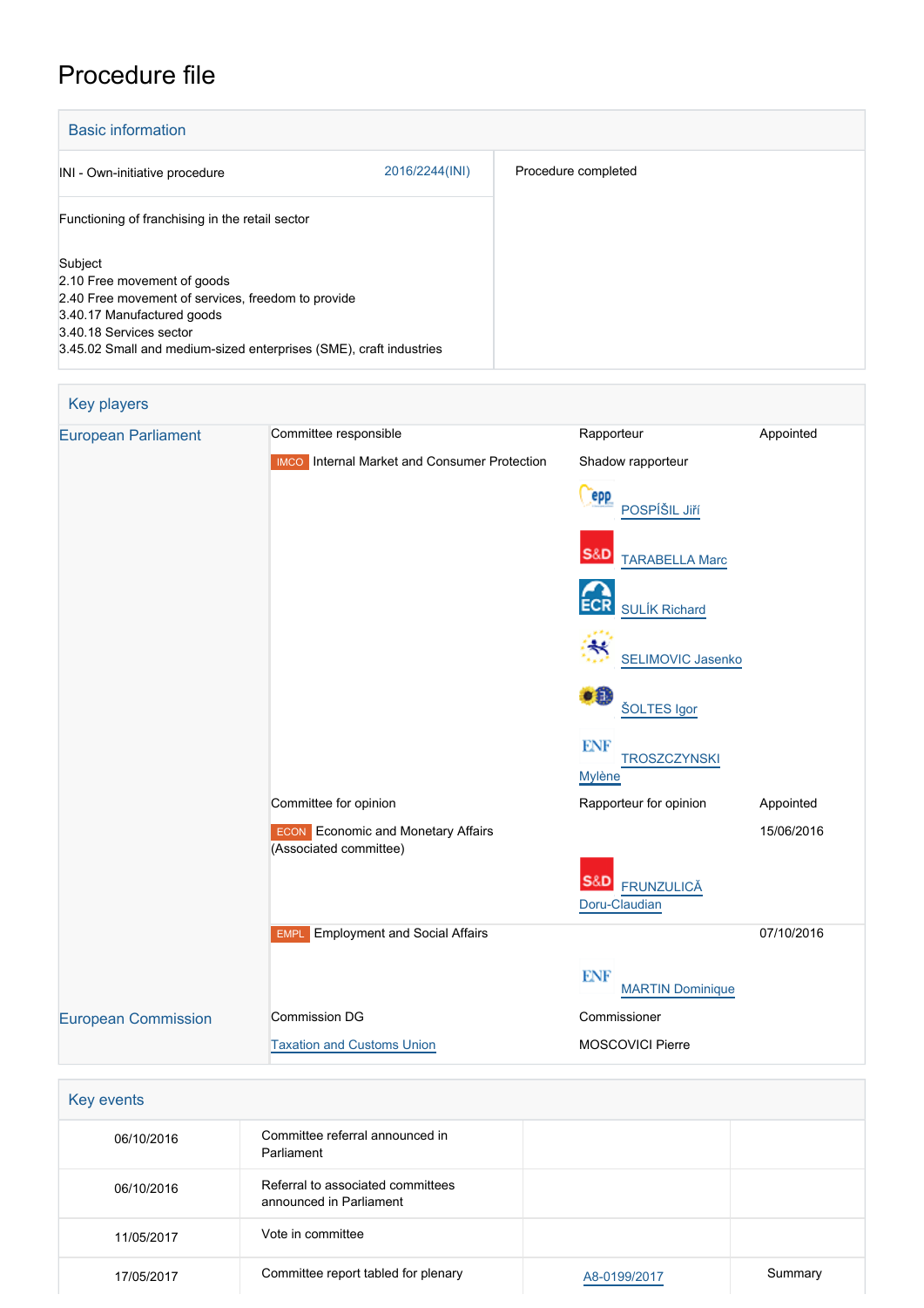# Procedure file

## Basic information

| | | |
|---|---|---|
| INI - Own-initiative procedure | 2016/2244(INI) | Procedure completed |
| Functioning of franchising in the retail sector | | |
| Subject<br>2.10 Free movement of goods<br>2.40 Free movement of services, freedom to provide<br>3.40.17 Manufactured goods<br>3.40.18 Services sector<br>3.45.02 Small and medium-sized enterprises (SME), craft industries | | |

## Key players

| | | | |
|---|---|---|---|
| European Parliament | Committee responsible | Rapporteur | Appointed |
| | IMCO Internal Market and Consumer Protection | Shadow rapporteur<br>POSPÍŠIL Jiří<br>TARABELLA Marc<br>SULÍK Richard<br>SELIMOVIC Jasenko<br>ŠOLTES Igor<br>TROSZCZYNSKI Mylène | |
| | Committee for opinion | Rapporteur for opinion | Appointed |
| | ECON Economic and Monetary Affairs (Associated committee) | FRUNZULICĂ Doru-Claudian | 15/06/2016 |
| | EMPL Employment and Social Affairs | MARTIN Dominique | 07/10/2016 |
| European Commission | Commission DG | Commissioner | |
| | Taxation and Customs Union | MOSCOVICI Pierre | |

## Key events

| | | | |
|---|---|---|---|
| 06/10/2016 | Committee referral announced in Parliament | | |
| 06/10/2016 | Referral to associated committees announced in Parliament | | |
| 11/05/2017 | Vote in committee | | |
| 17/05/2017 | Committee report tabled for plenary | A8-0199/2017 | Summary |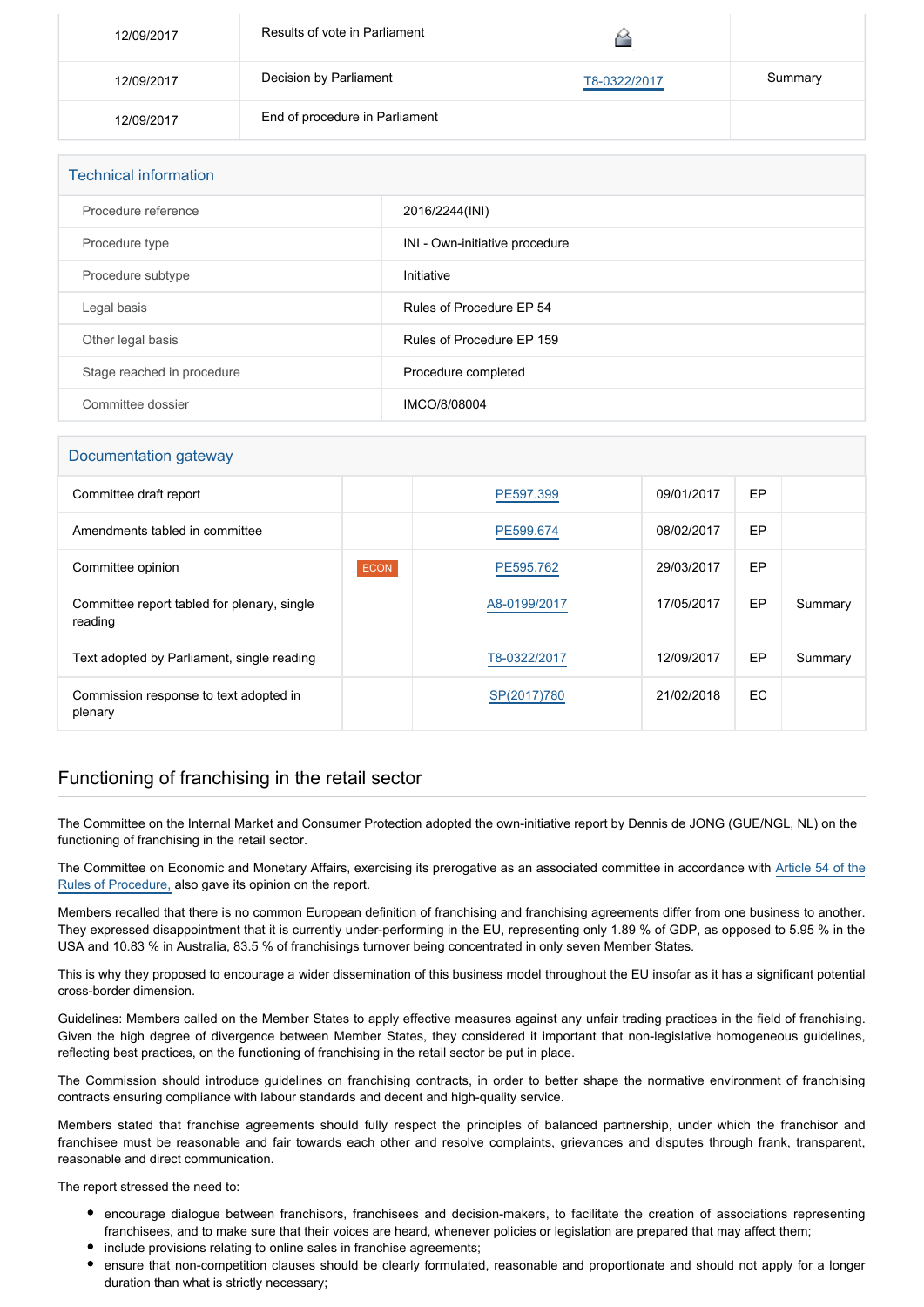| | | | |
|---|---|---|---|
| 12/09/2017 | Results of vote in Parliament | | |
| 12/09/2017 | Decision by Parliament | T8-0322/2017 | Summary |
| 12/09/2017 | End of procedure in Parliament | | |

## Technical information

| | |
|---|---|
| Procedure reference | 2016/2244(INI) |
| Procedure type | INI - Own-initiative procedure |
| Procedure subtype | Initiative |
| Legal basis | Rules of Procedure EP 54 |
| Other legal basis | Rules of Procedure EP 159 |
| Stage reached in procedure | Procedure completed |
| Committee dossier | IMCO/8/08004 |

## Documentation gateway

| | | | | | |
|---|---|---|---|---|---|
| Committee draft report | | PE597.399 | 09/01/2017 | EP | |
| Amendments tabled in committee | | PE599.674 | 08/02/2017 | EP | |
| Committee opinion | ECON | PE595.762 | 29/03/2017 | EP | |
| Committee report tabled for plenary, single reading | | A8-0199/2017 | 17/05/2017 | EP | Summary |
| Text adopted by Parliament, single reading | | T8-0322/2017 | 12/09/2017 | EP | Summary |
| Commission response to text adopted in plenary | | SP(2017)780 | 21/02/2018 | EC | |

## Functioning of franchising in the retail sector

The Committee on the Internal Market and Consumer Protection adopted the own-initiative report by Dennis de JONG (GUE/NGL, NL) on the functioning of franchising in the retail sector.

The Committee on Economic and Monetary Affairs, exercising its prerogative as an associated committee in accordance with Article 54 of the Rules of Procedure, also gave its opinion on the report.

Members recalled that there is no common European definition of franchising and franchising agreements differ from one business to another. They expressed disappointment that it is currently under-performing in the EU, representing only 1.89 % of GDP, as opposed to 5.95 % in the USA and 10.83 % in Australia, 83.5 % of franchisings turnover being concentrated in only seven Member States.

This is why they proposed to encourage a wider dissemination of this business model throughout the EU insofar as it has a significant potential cross-border dimension.

Guidelines: Members called on the Member States to apply effective measures against any unfair trading practices in the field of franchising. Given the high degree of divergence between Member States, they considered it important that non-legislative homogeneous guidelines, reflecting best practices, on the functioning of franchising in the retail sector be put in place.

The Commission should introduce guidelines on franchising contracts, in order to better shape the normative environment of franchising contracts ensuring compliance with labour standards and decent and high-quality service.

Members stated that franchise agreements should fully respect the principles of balanced partnership, under which the franchisor and franchisee must be reasonable and fair towards each other and resolve complaints, grievances and disputes through frank, transparent, reasonable and direct communication.

The report stressed the need to:

- encourage dialogue between franchisors, franchisees and decision-makers, to facilitate the creation of associations representing franchisees, and to make sure that their voices are heard, whenever policies or legislation are prepared that may affect them;
- include provisions relating to online sales in franchise agreements;
- ensure that non-competition clauses should be clearly formulated, reasonable and proportionate and should not apply for a longer duration than what is strictly necessary;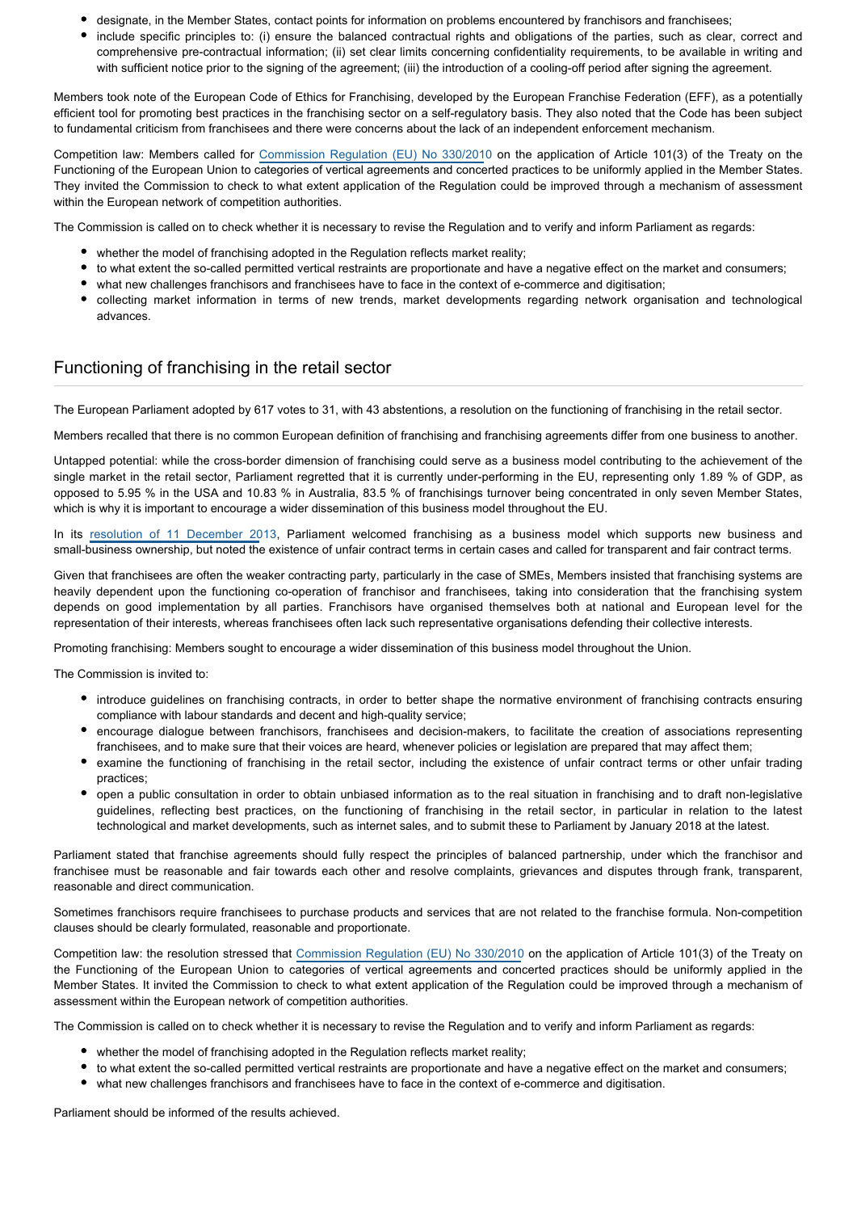- designate, in the Member States, contact points for information on problems encountered by franchisors and franchisees;
- include specific principles to: (i) ensure the balanced contractual rights and obligations of the parties, such as clear, correct and comprehensive pre-contractual information; (ii) set clear limits concerning confidentiality requirements, to be available in writing and with sufficient notice prior to the signing of the agreement; (iii) the introduction of a cooling-off period after signing the agreement.

Members took note of the European Code of Ethics for Franchising, developed by the European Franchise Federation (EFF), as a potentially efficient tool for promoting best practices in the franchising sector on a self-regulatory basis. They also noted that the Code has been subject to fundamental criticism from franchisees and there were concerns about the lack of an independent enforcement mechanism.

Competition law: Members called for Commission Regulation (EU) No 330/2010 on the application of Article 101(3) of the Treaty on the Functioning of the European Union to categories of vertical agreements and concerted practices to be uniformly applied in the Member States. They invited the Commission to check to what extent application of the Regulation could be improved through a mechanism of assessment within the European network of competition authorities.

The Commission is called on to check whether it is necessary to revise the Regulation and to verify and inform Parliament as regards:

- whether the model of franchising adopted in the Regulation reflects market reality;
- to what extent the so-called permitted vertical restraints are proportionate and have a negative effect on the market and consumers;
- what new challenges franchisors and franchisees have to face in the context of e-commerce and digitisation;
- collecting market information in terms of new trends, market developments regarding network organisation and technological advances.

## Functioning of franchising in the retail sector

The European Parliament adopted by 617 votes to 31, with 43 abstentions, a resolution on the functioning of franchising in the retail sector.

Members recalled that there is no common European definition of franchising and franchising agreements differ from one business to another.

Untapped potential: while the cross-border dimension of franchising could serve as a business model contributing to the achievement of the single market in the retail sector, Parliament regretted that it is currently under-performing in the EU, representing only 1.89 % of GDP, as opposed to 5.95 % in the USA and 10.83 % in Australia, 83.5 % of franchisings turnover being concentrated in only seven Member States, which is why it is important to encourage a wider dissemination of this business model throughout the EU.

In its resolution of 11 December 2013, Parliament welcomed franchising as a business model which supports new business and small-business ownership, but noted the existence of unfair contract terms in certain cases and called for transparent and fair contract terms.

Given that franchisees are often the weaker contracting party, particularly in the case of SMEs, Members insisted that franchising systems are heavily dependent upon the functioning co-operation of franchisor and franchisees, taking into consideration that the franchising system depends on good implementation by all parties. Franchisors have organised themselves both at national and European level for the representation of their interests, whereas franchisees often lack such representative organisations defending their collective interests.

Promoting franchising: Members sought to encourage a wider dissemination of this business model throughout the Union.

The Commission is invited to:

- introduce guidelines on franchising contracts, in order to better shape the normative environment of franchising contracts ensuring compliance with labour standards and decent and high-quality service;
- encourage dialogue between franchisors, franchisees and decision-makers, to facilitate the creation of associations representing franchisees, and to make sure that their voices are heard, whenever policies or legislation are prepared that may affect them;
- examine the functioning of franchising in the retail sector, including the existence of unfair contract terms or other unfair trading practices;
- open a public consultation in order to obtain unbiased information as to the real situation in franchising and to draft non-legislative guidelines, reflecting best practices, on the functioning of franchising in the retail sector, in particular in relation to the latest technological and market developments, such as internet sales, and to submit these to Parliament by January 2018 at the latest.

Parliament stated that franchise agreements should fully respect the principles of balanced partnership, under which the franchisor and franchisee must be reasonable and fair towards each other and resolve complaints, grievances and disputes through frank, transparent, reasonable and direct communication.

Sometimes franchisors require franchisees to purchase products and services that are not related to the franchise formula. Non-competition clauses should be clearly formulated, reasonable and proportionate.

Competition law: the resolution stressed that Commission Regulation (EU) No 330/2010 on the application of Article 101(3) of the Treaty on the Functioning of the European Union to categories of vertical agreements and concerted practices should be uniformly applied in the Member States. It invited the Commission to check to what extent application of the Regulation could be improved through a mechanism of assessment within the European network of competition authorities.

The Commission is called on to check whether it is necessary to revise the Regulation and to verify and inform Parliament as regards:

- whether the model of franchising adopted in the Regulation reflects market reality;
- to what extent the so-called permitted vertical restraints are proportionate and have a negative effect on the market and consumers;
- what new challenges franchisors and franchisees have to face in the context of e-commerce and digitisation.

Parliament should be informed of the results achieved.